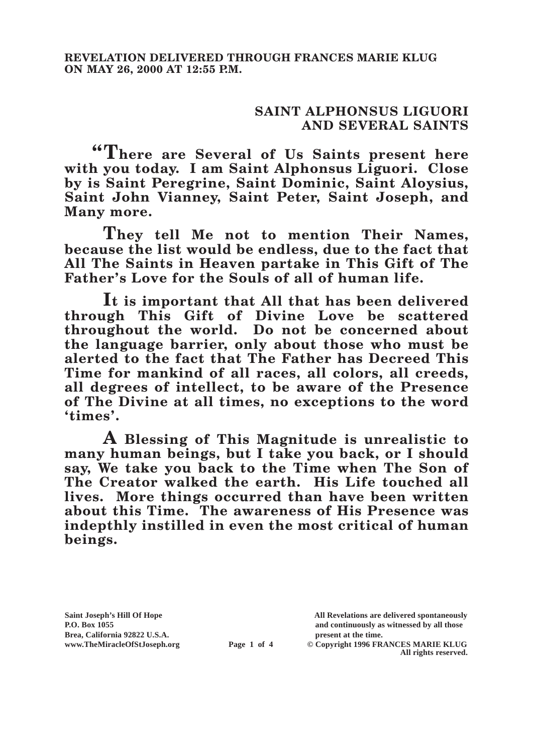**REVELATION DELIVERED THROUGH FRANCES MARIE KLUG ON MAY 26, 2000 AT 12:55 P.M.**

## SAINT ALPHONSUS LIGUORI AND SEVERAL SAINTS

**"There are Several of Us Saints present here with you today. I am Saint Alphonsus Liguori. Close by is Saint Peregrine, Saint Dominic, Saint Aloysius, Saint John Vianney, Saint Peter, Saint Joseph, and Many more.**

**They tell Me not to mention Their Names, because the list would be endless, due to the fact that All The Saints in Heaven partake in This Gift of The Father's Love for the Souls of all of human life.**

**It is important that All that has been delivered through This Gift of Divine Love be scattered throughout the world. Do not be concerned about the language barrier, only about those who must be alerted to the fact that The Father has Decreed This Time for mankind of all races, all colors, all creeds, all degrees of intellect, to be aware of the Presence of The Divine at all times, no exceptions to the word 'times'.**

**A Blessing of This Magnitude is unrealistic to many human beings, but I take you back, or I should say, We take you back to the Time when The Son of The Creator walked the earth. His Life touched all lives. More things occurred than have been written about this Time. The awareness of His Presence was indepthly instilled in even the most critical of human beings.**

**Saint Joseph's Hill Of Hope**
**P.O. Box 1055**
**Brea, California 92822 U.S.A.**
**www.TheMiracleOfStJoseph.org**

**All Revelations are delivered spontaneously and continuously as witnessed by all those present at the time.**
**© Copyright 1996 FRANCES MARIE KLUG**
**All rights reserved.**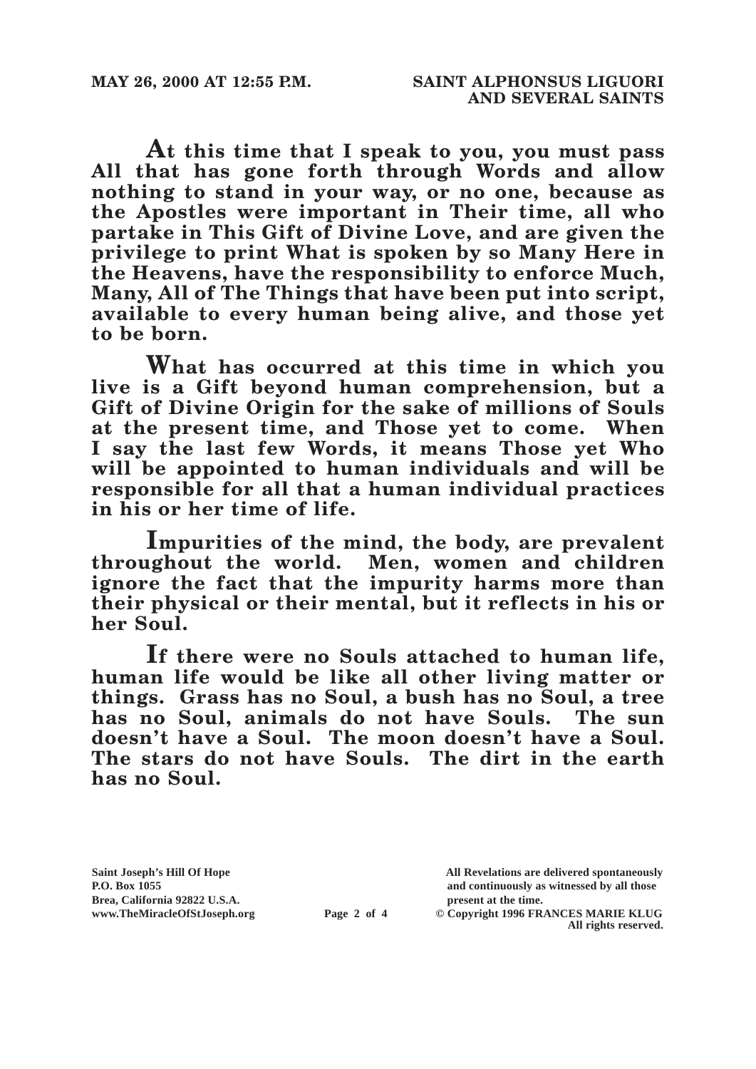**At this time that I speak to you, you must pass All that has gone forth through Words and allow nothing to stand in your way, or no one, because as the Apostles were important in Their time, all who partake in This Gift of Divine Love, and are given the privilege to print What is spoken by so Many Here in the Heavens, have the responsibility to enforce Much, Many, All of The Things that have been put into script, available to every human being alive, and those yet to be born.**

**What has occurred at this time in which you live is a Gift beyond human comprehension, but a Gift of Divine Origin for the sake of millions of Souls at the present time, and Those yet to come. When I say the last few Words, it means Those yet Who will be appointed to human individuals and will be responsible for all that a human individual practices in his or her time of life.**

**Impurities of the mind, the body, are prevalent throughout the world. Men, women and children ignore the fact that the impurity harms more than their physical or their mental, but it reflects in his or her Soul.**

**If there were no Souls attached to human life, human life would be like all other living matter or things. Grass has no Soul, a bush has no Soul, a tree has no Soul, animals do not have Souls. The sun doesn't have a Soul. The moon doesn't have a Soul. The stars do not have Souls. The dirt in the earth has no Soul.**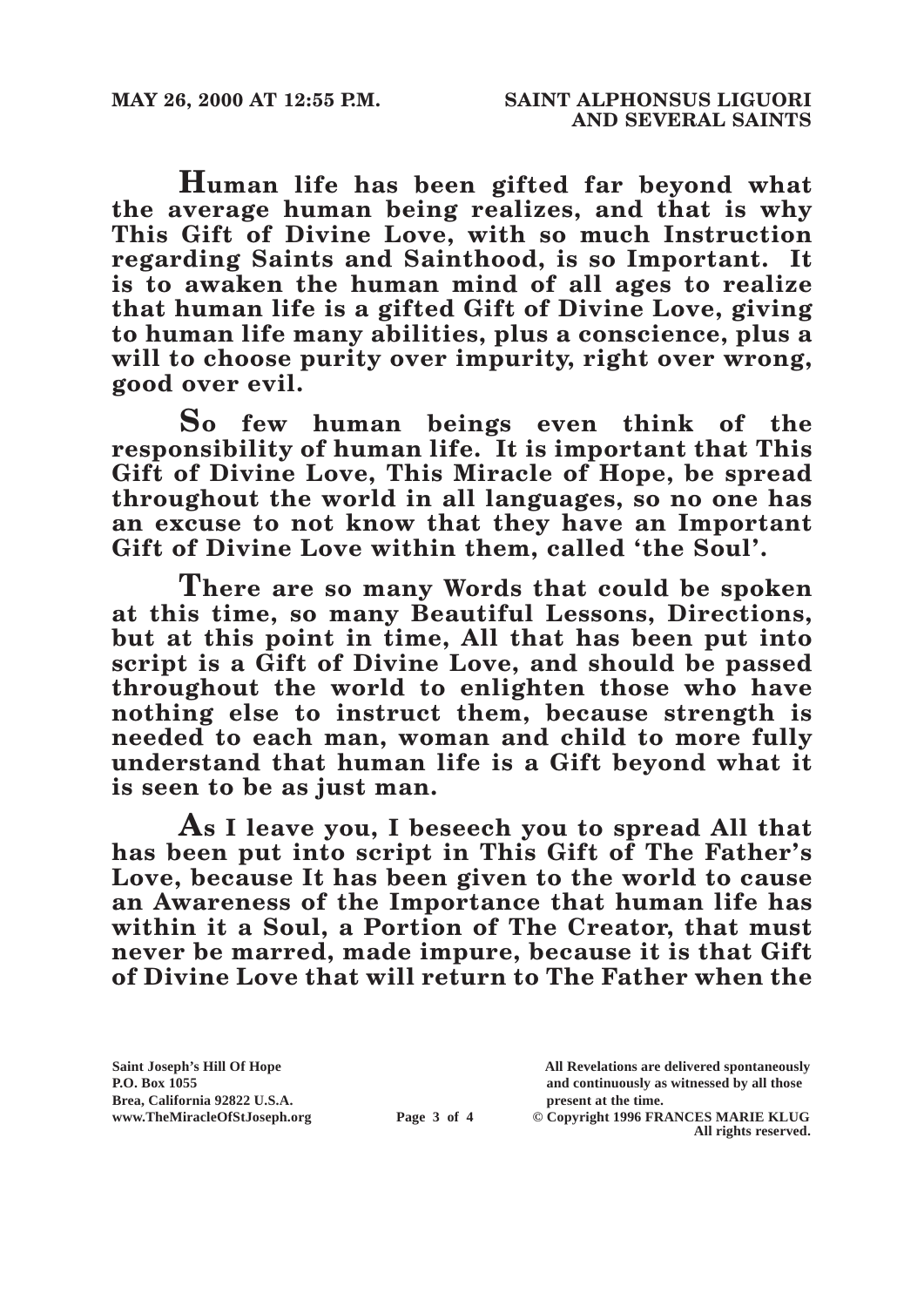**Human life has been gifted far beyond what the average human being realizes, and that is why This Gift of Divine Love, with so much Instruction regarding Saints and Sainthood, is so Important. It is to awaken the human mind of all ages to realize that human life is a gifted Gift of Divine Love, giving to human life many abilities, plus a conscience, plus a will to choose purity over impurity, right over wrong, good over evil.**

**So few human beings even think of the responsibility of human life. It is important that This Gift of Divine Love, This Miracle of Hope, be spread throughout the world in all languages, so no one has an excuse to not know that they have an Important Gift of Divine Love within them, called 'the Soul'.**

**There are so many Words that could be spoken at this time, so many Beautiful Lessons, Directions, but at this point in time, All that has been put into script is a Gift of Divine Love, and should be passed throughout the world to enlighten those who have nothing else to instruct them, because strength is needed to each man, woman and child to more fully understand that human life is a Gift beyond what it is seen to be as just man.**

**As I leave you, I beseech you to spread All that has been put into script in This Gift of The Father's Love, because It has been given to the world to cause an Awareness of the Importance that human life has within it a Soul, a Portion of The Creator, that must never be marred, made impure, because it is that Gift of Divine Love that will return to The Father when the**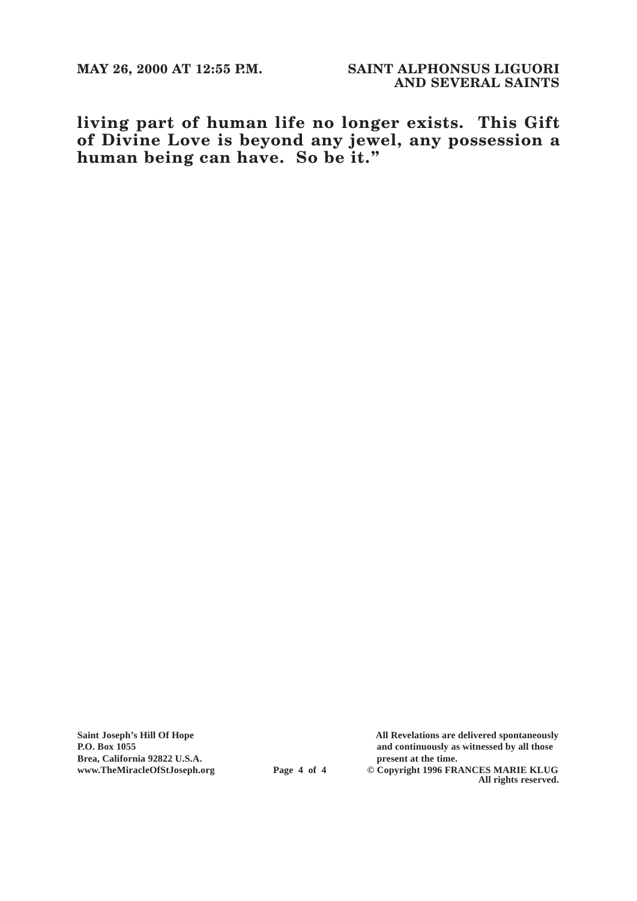**living part of human life no longer exists. This Gift of Divine Love is beyond any jewel, any possession a human being can have. So be it."**